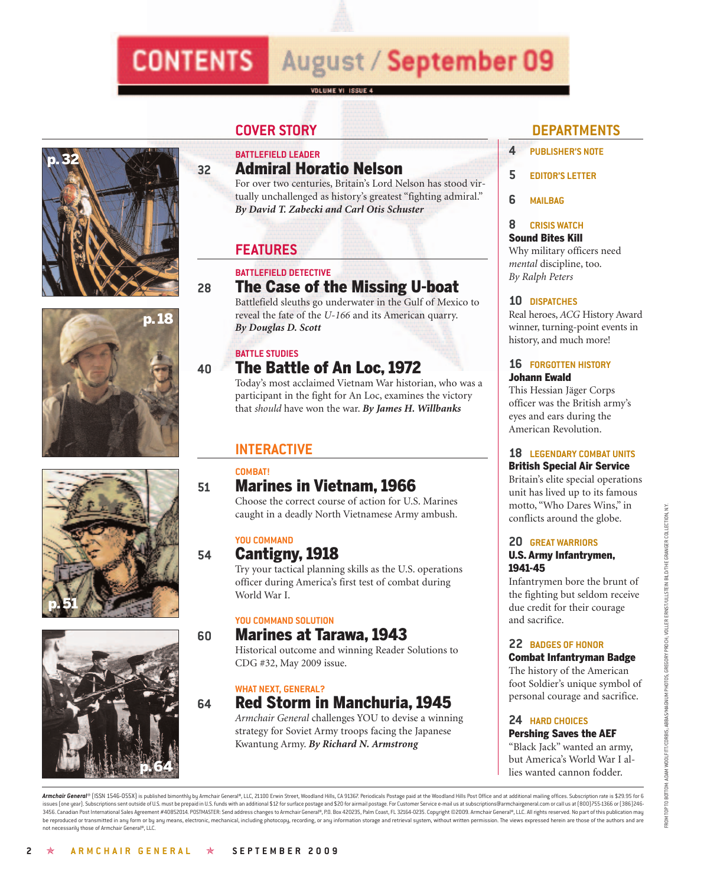# CONTENTS August / September 09

VOLUME VI ISSUE 4

## COVER STORY

**BATTLEFIELD LEADER**

### 32 Admiral Horatio Nelson

For over two centuries, Britain's Lord Nelson has stood virtually unchallenged as history's greatest "fighting admiral." ***By David T. Zabecki and Carl Otis Schuster***

## FEATURES

**BATTLEFIELD DETECTIVE**

### 28 The Case of the Missing U-boat

Battlefield sleuths go underwater in the Gulf of Mexico to reveal the fate of the *U-166* and its American quarry. ***By Douglas D. Scott***

**BATTLE STUDIES**

### 40 The Battle of An Loc, 1972

Today's most acclaimed Vietnam War historian, who was a participant in the fight for An Loc, examines the victory that *should* have won the war. ***By James H. Willbanks***

## INTERACTIVE

**COMBAT!**

### 51 Marines in Vietnam, 1966

Choose the correct course of action for U.S. Marines caught in a deadly North Vietnamese Army ambush.

**YOU COMMAND**

### 54 Cantigny, 1918

Try your tactical planning skills as the U.S. operations officer during America's first test of combat during World War I.

**YOU COMMAND SOLUTION**

### 60 Marines at Tarawa, 1943

Historical outcome and winning Reader Solutions to CDG #32, May 2009 issue.

**WHAT NEXT, GENERAL?**

### 64 Red Storm in Manchuria, 1945

*Armchair General* challenges YOU to devise a winning strategy for Soviet Army troops facing the Japanese Kwantung Army. ***By Richard N. Armstrong***

## DEPARTMENTS

**4 PUBLISHER'S NOTE**

**5 EDITOR'S LETTER**

**6 MAILBAG**

**8 CRISIS WATCH**
**Sound Bites Kill**
Why military officers need *mental* discipline, too.
*By Ralph Peters*

**10 DISPATCHES**
Real heroes, *ACG* History Award winner, turning-point events in history, and much more!

**16 FORGOTTEN HISTORY**
**Johann Ewald**
This Hessian Jäger Corps officer was the British army's eyes and ears during the American Revolution.

**18 LEGENDARY COMBAT UNITS**
**British Special Air Service**
Britain's elite special operations unit has lived up to its famous motto, "Who Dares Wins," in conflicts around the globe.

**20 GREAT WARRIORS**
**U.S. Army Infantrymen, 1941-45**
Infantrymen bore the brunt of the fighting but seldom receive due credit for their courage and sacrifice.

**22 BADGES OF HONOR**
**Combat Infantryman Badge**
The history of the American foot Soldier's unique symbol of personal courage and sacrifice.

**24 HARD CHOICES**
**Pershing Saves the AEF**
"Black Jack" wanted an army, but America's World War I allies wanted cannon fodder.

p. 32 · p. 18 · p. 51 · p. 64

FROM TOP TO BOTTOM: ADAM WOOLFITT/CORBIS; ABBAS/MAGNUM PHOTOS; GREGORY PROCH; VOLLER ERNST/ULLSTEIN BILD/THE GRANGER COLLECTION, N.Y.

*Armchair General®* (ISSN 1546-055X) is published bimonthly by Armchair General®, LLC, 21100 Erwin Street, Woodland Hills, CA 91367. Periodicals Postage paid at the Woodland Hills Post Office and at additional mailing offices. Subscription rate is $29.95 for 6 issues (one year). Subscriptions sent outside of U.S. must be prepaid in U.S. funds with an additional $12 for surface postage and $20 for airmail postage. For Customer Service e-mail us at subscriptions@armchairgeneral.com or call us at (800)755-1366 or (386)246-3456. Canadian Post International Sales Agreement #40852014. POSTMASTER: Send address changes to Armchair General®, P.O. Box 420235, Palm Coast, FL 32164-0235. Copyright ©2009. Armchair General®, LLC. All rights reserved. No part of this publication may be reproduced or transmitted in any form or by any means, electronic, mechanical, including photocopy, recording, or any information storage and retrieval system, without written permission. The views expressed herein are those of the authors and are not necessarily those of Armchair General®, LLC.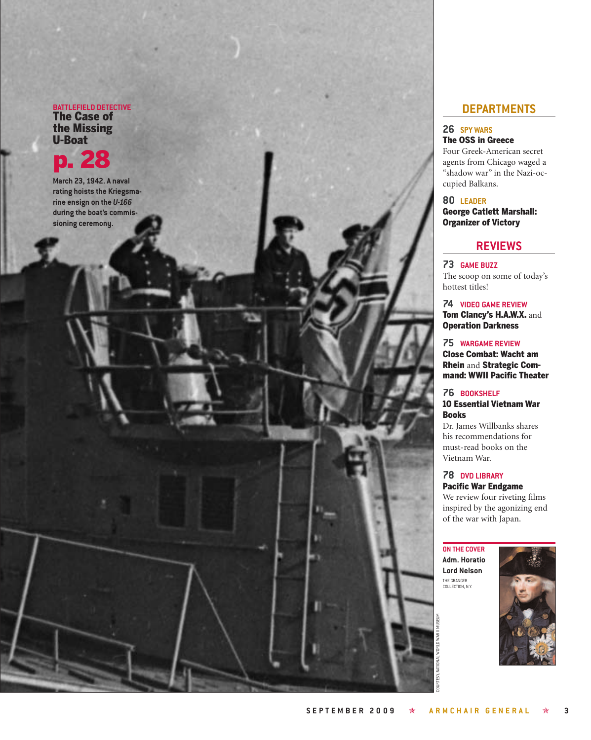BATTLEFIELD DETECTIVE

**The Case of the Missing U-Boat**

**p. 28**

March 23, 1942. A naval rating hoists the Kriegsmarine ensign on the *U-166* during the boat's commissioning ceremony.

COURTESY, NATIONAL WORLD WAR II MUSEUM

## DEPARTMENTS

**26** SPY WARS
**The OSS in Greece**
Four Greek-American secret agents from Chicago waged a "shadow war" in the Nazi-occupied Balkans.

**80** LEADER
**George Catlett Marshall: Organizer of Victory**

## REVIEWS

**73** GAME BUZZ
The scoop on some of today's hottest titles!

**74** VIDEO GAME REVIEW
**Tom Clancy's H.A.W.X.** and **Operation Darkness**

**75** WARGAME REVIEW
**Close Combat: Wacht am Rhein** and **Strategic Command: WWII Pacific Theater**

**76** BOOKSHELF
**10 Essential Vietnam War Books**
Dr. James Willbanks shares his recommendations for must-read books on the Vietnam War.

**78** DVD LIBRARY
**Pacific War Endgame**
We review four riveting films inspired by the agonizing end of the war with Japan.

ON THE COVER
**Adm. Horatio Lord Nelson**
THE GRANGER COLLECTION, N.Y.